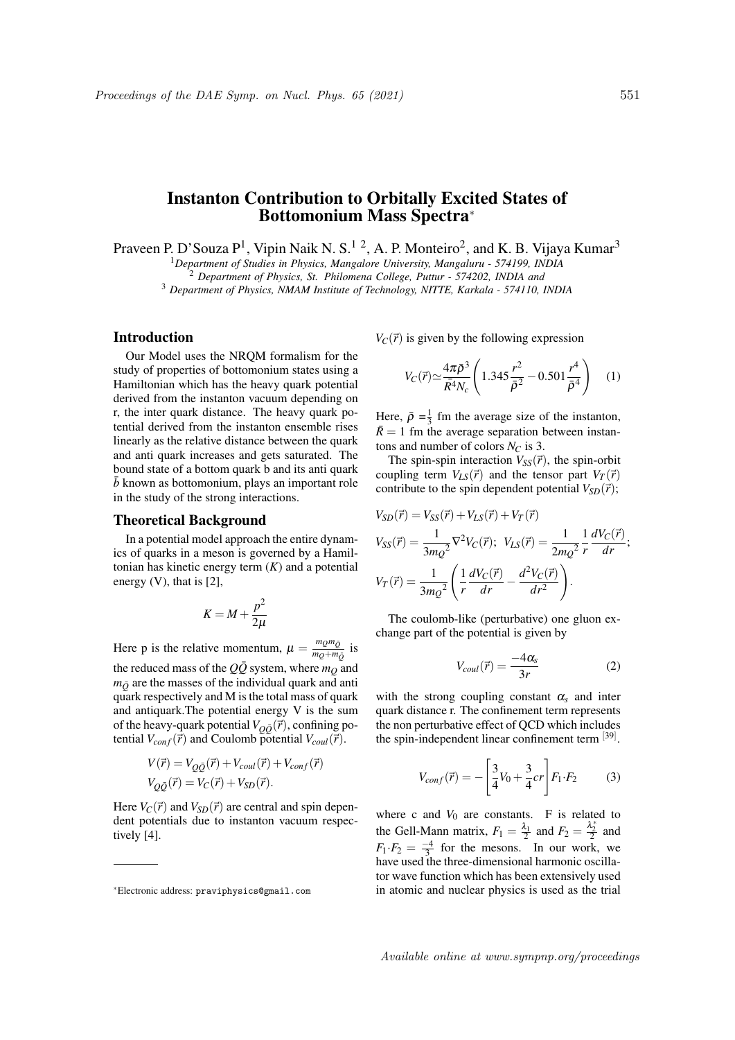# Instanton Contribution to Orbitally Excited States of Bottomonium Mass Spectra*

Praveen P. D'Souza P[1], Vipin Naik N. S.[1 2], A. P. Monteiro[2], and K. B. Vijaya Kumar[3]

[1]*Department of Studies in Physics, Mangalore University, Mangaluru - 574199, INDIA*
[2] *Department of Physics, St. Philomena College, Puttur - 574202, INDIA and*
[3] *Department of Physics, NMAM Institute of Technology, NITTE, Karkala - 574110, INDIA*

## Introduction

Our Model uses the NRQM formalism for the study of properties of bottomonium states using a Hamiltonian which has the heavy quark potential derived from the instanton vacuum depending on r, the inter quark distance. The heavy quark potential derived from the instanton ensemble rises linearly as the relative distance between the quark and anti quark increases and gets saturated. The bound state of a bottom quark b and its anti quark $\bar{b}$ known as bottomonium, plays an important role in the study of the strong interactions.

## Theoretical Background

In a potential model approach the entire dynamics of quarks in a meson is governed by a Hamiltonian has kinetic energy term ($K$) and a potential energy (V), that is [2],

$$K = M + \frac{p^2}{2\mu}$$

Here p is the relative momentum, $\mu = \frac{m_Q m_{\bar{Q}}}{m_Q + m_{\bar{Q}}}$ is the reduced mass of the $Q\bar{Q}$ system, where $m_Q$ and $m_{\bar{Q}}$ are the masses of the individual quark and anti quark respectively and M is the total mass of quark and antiquark.The potential energy V is the sum of the heavy-quark potential $V_{Q\bar{Q}}(\vec{r})$, confining potential $V_{conf}(\vec{r})$ and Coulomb potential $V_{coul}(\vec{r})$.

$$V(\vec{r}) = V_{Q\bar{Q}}(\vec{r}) + V_{coul}(\vec{r}) + V_{conf}(\vec{r})$$
$$V_{Q\bar{Q}}(\vec{r}) = V_C(\vec{r}) + V_{SD}(\vec{r}).$$

Here $V_C(\vec{r})$ and $V_{SD}(\vec{r})$ are central and spin dependent potentials due to instanton vacuum respectively [4].

$V_C(\vec{r})$ is given by the following expression

$$V_C(\vec{r}) \simeq \frac{4\pi\bar{\rho}^3}{\bar{R}^4 N_c}\left(1.345\frac{r^2}{\bar{\rho}^2} - 0.501\frac{r^4}{\bar{\rho}^4}\right) \quad (1)$$

Here, $\bar{\rho} = \frac{1}{3}$ fm the average size of the instanton, $\bar{R} = 1$ fm the average separation between instantons and number of colors $N_C$ is 3.

The spin-spin interaction $V_{SS}(\vec{r})$, the spin-orbit coupling term $V_{LS}(\vec{r})$ and the tensor part $V_T(\vec{r})$ contribute to the spin dependent potential $V_{SD}(\vec{r})$;

$$V_{SD}(\vec{r}) = V_{SS}(\vec{r}) + V_{LS}(\vec{r}) + V_T(\vec{r})$$
$$V_{SS}(\vec{r}) = \frac{1}{3{m_Q}^2}\nabla^2 V_C(\vec{r}); \;\; V_{LS}(\vec{r}) = \frac{1}{2{m_Q}^2}\frac{1}{r}\frac{dV_C(\vec{r})}{dr};$$
$$V_T(\vec{r}) = \frac{1}{3{m_Q}^2}\left(\frac{1}{r}\frac{dV_C(\vec{r})}{dr} - \frac{d^2V_C(\vec{r})}{dr^2}\right).$$

The coulomb-like (perturbative) one gluon exchange part of the potential is given by

$$V_{coul}(\vec{r}) = \frac{-4\alpha_s}{3r} \quad (2)$$

with the strong coupling constant $\alpha_s$ and inter quark distance r. The confinement term represents the non perturbative effect of QCD which includes the spin-independent linear confinement term [39].

$$V_{conf}(\vec{r}) = -\left[\frac{3}{4}V_0 + \frac{3}{4}cr\right]F_1 \cdot F_2 \quad (3)$$

where c and $V_0$ are constants. F is related to the Gell-Mann matrix, $F_1 = \frac{\lambda_1}{2}$ and $F_2 = \frac{\lambda_2^*}{2}$ and $F_1 \cdot F_2 = \frac{-4}{3}$ for the mesons. In our work, we have used the three-dimensional harmonic oscillator wave function which has been extensively used in atomic and nuclear physics is used as the trial

---

*Electronic address: `praviphysics@gmail.com`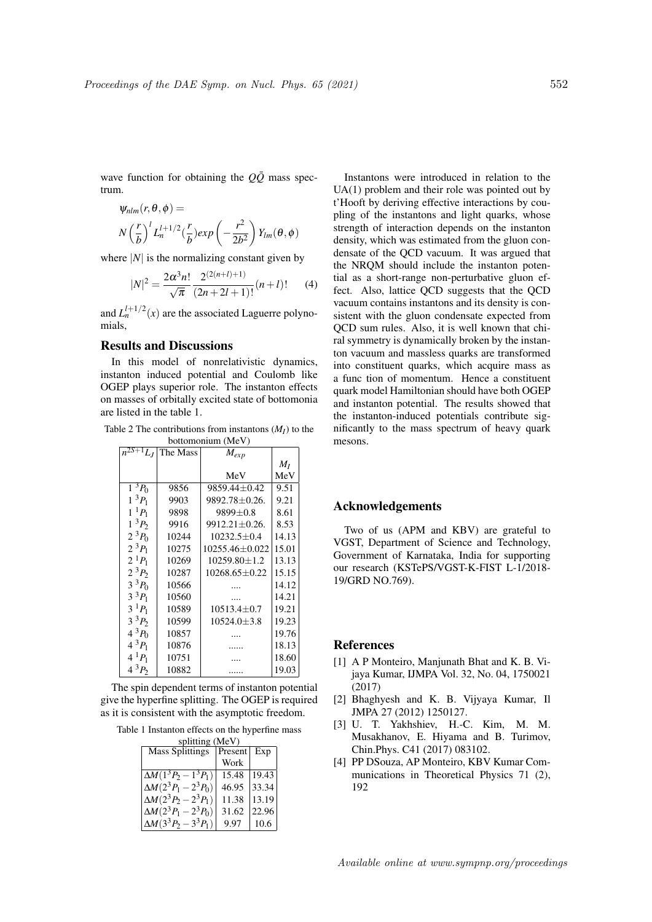wave function for obtaining the $Q\bar{Q}$ mass spectrum.

$$\psi_{nlm}(r,\theta,\phi) =$$
$$N\left(\frac{r}{b}\right)^{l} L_n^{l+1/2}\left(\frac{r}{b}\right) exp\left(-\frac{r^2}{2b^2}\right) Y_{lm}(\theta,\phi)$$

where $|N|$ is the normalizing constant given by

$$|N|^2 = \frac{2\alpha^3 n!}{\sqrt{\pi}} \frac{2^{(2(n+l)+1)}}{(2n+2l+1)!}(n+l)! \quad (4)$$

and $L_n^{l+1/2}(x)$ are the associated Laguerre polynomials,

## Results and Discussions

In this model of nonrelativistic dynamics, instanton induced potential and Coulomb like OGEP plays superior role. The instanton effects on masses of orbitally excited state of bottomonia are listed in the table 1.

Table 2 The contributions from instantons ($M_I$) to the bottomonium (MeV)

| $n^{2S+1}L_J$ | The Mass | $M_{exp}$ MeV | $M_I$ MeV |
|---|---|---|---|
| $1\,^3P_0$ | 9856 | 9859.44±0.42 | 9.51 |
| $1\,^3P_1$ | 9903 | 9892.78±0.26. | 9.21 |
| $1\,^1P_1$ | 9898 | 9899±0.8 | 8.61 |
| $1\,^3P_2$ | 9916 | 9912.21±0.26. | 8.53 |
| $2\,^3P_0$ | 10244 | 10232.5±0.4 | 14.13 |
| $2\,^3P_1$ | 10275 | 10255.46±0.022 | 15.01 |
| $2\,^1P_1$ | 10269 | 10259.80±1.2 | 13.13 |
| $2\,^3P_2$ | 10287 | 10268.65±0.22 | 15.15 |
| $3\,^3P_0$ | 10566 | .... | 14.12 |
| $3\,^3P_1$ | 10560 | .... | 14.21 |
| $3\,^1P_1$ | 10589 | 10513.4±0.7 | 19.21 |
| $3\,^3P_2$ | 10599 | 10524.0±3.8 | 19.23 |
| $4\,^3P_0$ | 10857 | .... | 19.76 |
| $4\,^3P_1$ | 10876 | ...... | 18.13 |
| $4\,^1P_1$ | 10751 | .... | 18.60 |
| $4\,^3P_2$ | 10882 | ...... | 19.03 |

The spin dependent terms of instanton potential give the hyperfine splitting. The OGEP is required as it is consistent with the asymptotic freedom.

Table 1 Instanton effects on the hyperfine mass splitting (MeV)

| Mass Splittings | Present Work | Exp |
|---|---|---|
| $\Delta M(1^3P_2 - 1^3P_1)$ | 15.48 | 19.43 |
| $\Delta M(2^3P_1 - 2^3P_0)$ | 46.95 | 33.34 |
| $\Delta M(2^3P_2 - 2^3P_1)$ | 11.38 | 13.19 |
| $\Delta M(2^3P_1 - 2^3P_0)$ | 31.62 | 22.96 |
| $\Delta M(3^3P_2 - 3^3P_1)$ | 9.97 | 10.6 |

Instantons were introduced in relation to the UA(1) problem and their role was pointed out by t'Hooft by deriving effective interactions by coupling of the instantons and light quarks, whose strength of interaction depends on the instanton density, which was estimated from the gluon condensate of the QCD vacuum. It was argued that the NRQM should include the instanton potential as a short-range non-perturbative gluon effect. Also, lattice QCD suggests that the QCD vacuum contains instantons and its density is consistent with the gluon condensate expected from QCD sum rules. Also, it is well known that chiral symmetry is dynamically broken by the instanton vacuum and massless quarks are transformed into constituent quarks, which acquire mass as a func tion of momentum. Hence a constituent quark model Hamiltonian should have both OGEP and instanton potential. The results showed that the instanton-induced potentials contribute significantly to the mass spectrum of heavy quark mesons.

## Acknowledgements

Two of us (APM and KBV) are grateful to VGST, Department of Science and Technology, Government of Karnataka, India for supporting our research (KSTePS/VGST-K-FIST L-1/2018-19/GRD NO.769).

## References

[1] A P Monteiro, Manjunath Bhat and K. B. Vijaya Kumar, IJMPA Vol. 32, No. 04, 1750021 (2017)

[2] Bhaghyesh and K. B. Vijyaya Kumar, Il JMPA 27 (2012) 1250127.

[3] U. T. Yakhshiev, H.-C. Kim, M. M. Musakhanov, E. Hiyama and B. Turimov, Chin.Phys. C41 (2017) 083102.

[4] PP DSouza, AP Monteiro, KBV Kumar Communications in Theoretical Physics 71 (2), 192